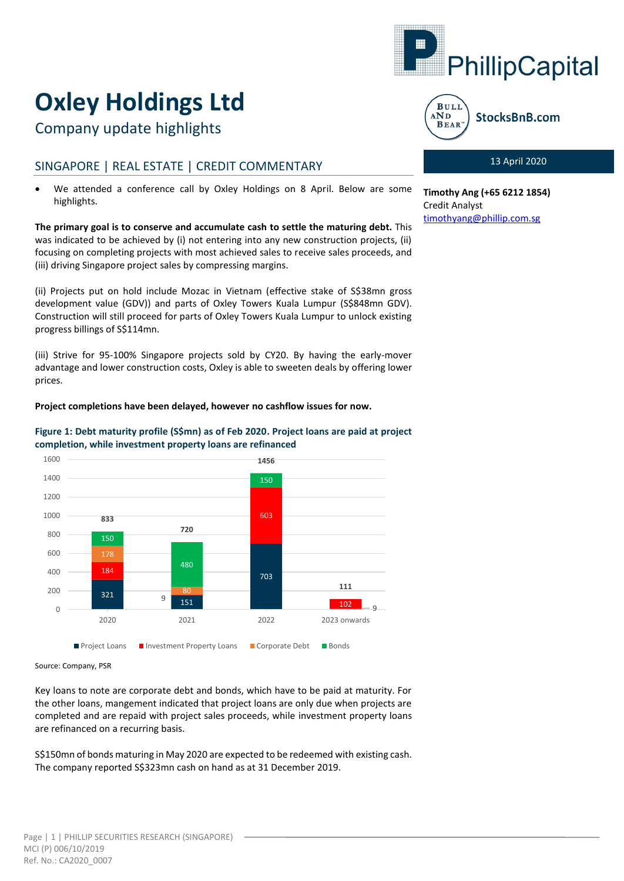# Oxley Holdings Ltd

## Company update highlights

**13 April 2020**

**Timothy Ang (+65 6212 1854)**
Credit Analyst
timothyang@phillip.com.sg

### SINGAPORE | REAL ESTATE | CREDIT COMMENTARY

- We attended a conference call by Oxley Holdings on 8 April. Below are some highlights.

**The primary goal is to conserve and accumulate cash to settle the maturing debt.** This was indicated to be achieved by (i) not entering into any new construction projects, (ii) focusing on completing projects with most achieved sales to receive sales proceeds, and (iii) driving Singapore project sales by compressing margins.

(ii) Projects put on hold include Mozac in Vietnam (effective stake of S$38mn gross development value (GDV)) and parts of Oxley Towers Kuala Lumpur (S$848mn GDV). Construction will still proceed for parts of Oxley Towers Kuala Lumpur to unlock existing progress billings of S$114mn.

(iii) Strive for 95-100% Singapore projects sold by CY20. By having the early-mover advantage and lower construction costs, Oxley is able to sweeten deals by offering lower prices.

**Project completions have been delayed, however no cashflow issues for now.**

**Figure 1: Debt maturity profile (S$mn) as of Feb 2020. Project loans are paid at project completion, while investment property loans are refinanced**

| | 2020 | 2021 | 2022 | 2023 onwards |
|---|---|---|---|---|
| Project Loans | 321 | 151 | 703 | |
| Investment Property Loans | 184 | 9 | 603 | 102 |
| Corporate Debt | 178 | 80 | | |
| Bonds | 150 | 480 | 150 | 9 |
| Total | 833 | 720 | 1456 | 111 |

Source: Company, PSR

Key loans to note are corporate debt and bonds, which have to be paid at maturity. For the other loans, mangement indicated that project loans are only due when projects are completed and are repaid with project sales proceeds, while investment property loans are refinanced on a recurring basis.

S$150mn of bonds maturing in May 2020 are expected to be redeemed with existing cash. The company reported S$323mn cash on hand as at 31 December 2019.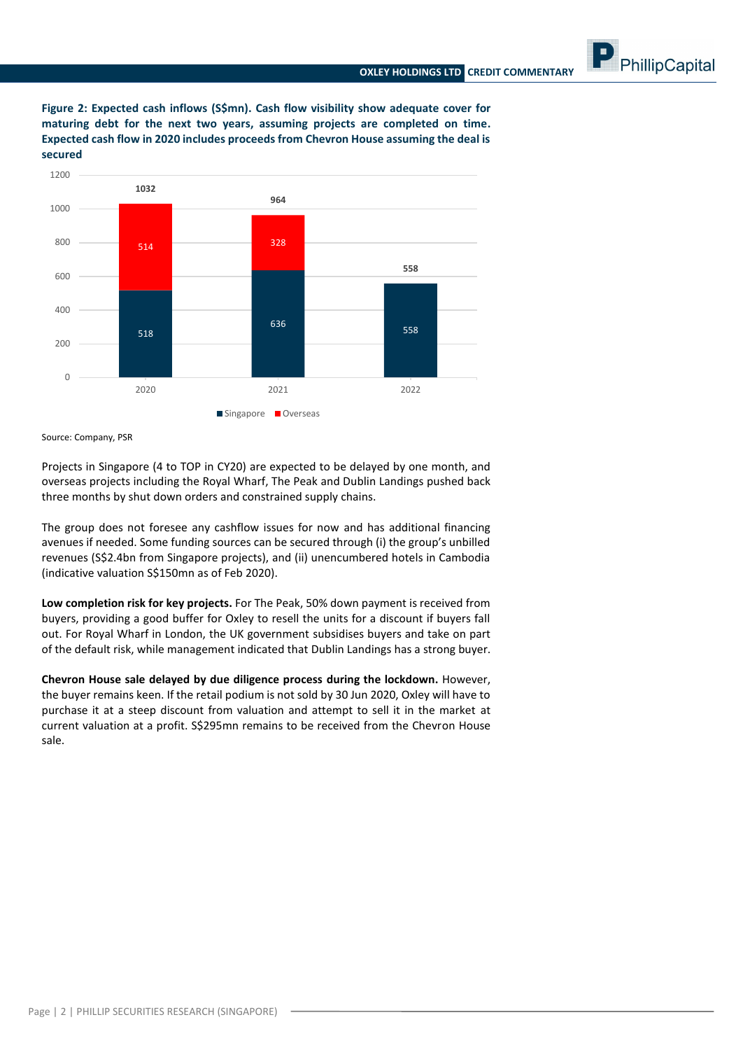**Figure 2: Expected cash inflows (S$mn). Cash flow visibility show adequate cover for maturing debt for the next two years, assuming projects are completed on time. Expected cash flow in 2020 includes proceeds from Chevron House assuming the deal is secured**

| | 2020 | 2021 | 2022 |
|---|---|---|---|
| Singapore | 518 | 636 | 558 |
| Overseas | 514 | 328 | |
| Total | 1032 | 964 | 558 |

Source: Company, PSR

Projects in Singapore (4 to TOP in CY20) are expected to be delayed by one month, and overseas projects including the Royal Wharf, The Peak and Dublin Landings pushed back three months by shut down orders and constrained supply chains.

The group does not foresee any cashflow issues for now and has additional financing avenues if needed. Some funding sources can be secured through (i) the group's unbilled revenues (S$2.4bn from Singapore projects), and (ii) unencumbered hotels in Cambodia (indicative valuation S$150mn as of Feb 2020).

**Low completion risk for key projects.** For The Peak, 50% down payment is received from buyers, providing a good buffer for Oxley to resell the units for a discount if buyers fall out. For Royal Wharf in London, the UK government subsidises buyers and take on part of the default risk, while management indicated that Dublin Landings has a strong buyer.

**Chevron House sale delayed by due diligence process during the lockdown.** However, the buyer remains keen. If the retail podium is not sold by 30 Jun 2020, Oxley will have to purchase it at a steep discount from valuation and attempt to sell it in the market at current valuation at a profit. S$295mn remains to be received from the Chevron House sale.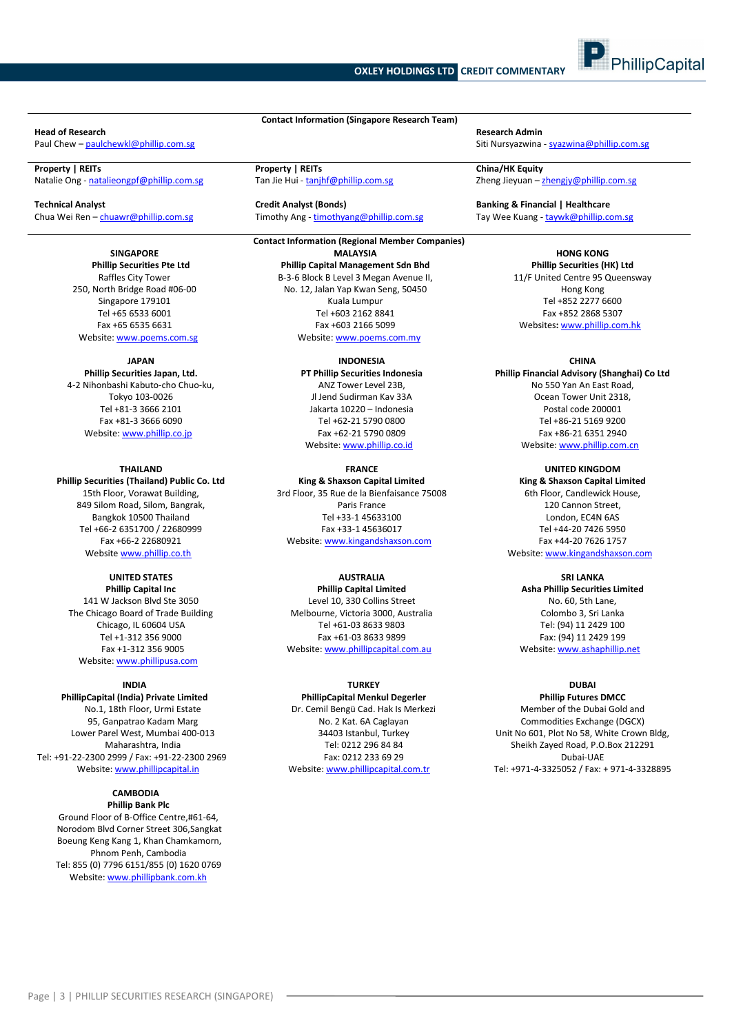## Contact Information (Singapore Research Team)

**Head of Research**
Paul Chew – paulchewkl@phillip.com.sg

**Research Admin**
Siti Nursyazwina - syazwina@phillip.com.sg

**Property | REITs**
Natalie Ong - natalieongpf@phillip.com.sg

**Property | REITs**
Tan Jie Hui - tanjhf@phillip.com.sg

**China/HK Equity**
Zheng Jieyuan – zhengjy@phillip.com.sg

**Technical Analyst**
Chua Wei Ren – chuawr@phillip.com.sg

**Credit Analyst (Bonds)**
Timothy Ang - timothyang@phillip.com.sg

**Banking & Financial | Healthcare**
Tay Wee Kuang - taywk@phillip.com.sg

## Contact Information (Regional Member Companies)

**SINGAPORE**
**Phillip Securities Pte Ltd**
Raffles City Tower
250, North Bridge Road #06-00
Singapore 179101
Tel +65 6533 6001
Fax +65 6535 6631
Website: www.poems.com.sg

**MALAYSIA**
**Phillip Capital Management Sdn Bhd**
B-3-6 Block B Level 3 Megan Avenue II,
No. 12, Jalan Yap Kwan Seng, 50450
Kuala Lumpur
Tel +603 2162 8841
Fax +603 2166 5099
Website: www.poems.com.my

**HONG KONG**
**Phillip Securities (HK) Ltd**
11/F United Centre 95 Queensway
Hong Kong
Tel +852 2277 6600
Fax +852 2868 5307
Websites**:** www.phillip.com.hk

**JAPAN**
**Phillip Securities Japan, Ltd.**
4-2 Nihonbashi Kabuto-cho Chuo-ku,
Tokyo 103-0026
Tel +81-3 3666 2101
Fax +81-3 3666 6090
Website: www.phillip.co.jp

**INDONESIA**
**PT Phillip Securities Indonesia**
ANZ Tower Level 23B,
Jl Jend Sudirman Kav 33A
Jakarta 10220 – Indonesia
Tel +62-21 5790 0800
Fax +62-21 5790 0809
Website: www.phillip.co.id

**CHINA**
**Phillip Financial Advisory (Shanghai) Co Ltd**
No 550 Yan An East Road,
Ocean Tower Unit 2318,
Postal code 200001
Tel +86-21 5169 9200
Fax +86-21 6351 2940
Website: www.phillip.com.cn

**THAILAND**
**Phillip Securities (Thailand) Public Co. Ltd**
15th Floor, Vorawat Building,
849 Silom Road, Silom, Bangrak,
Bangkok 10500 Thailand
Tel +66-2 6351700 / 22680999
Fax +66-2 22680921
Website www.phillip.co.th

**FRANCE**
**King & Shaxson Capital Limited**
3rd Floor, 35 Rue de la Bienfaisance 75008
Paris France
Tel +33-1 45633100
Fax +33-1 45636017
Website: www.kingandshaxson.com

**UNITED KINGDOM**
**King & Shaxson Capital Limited**
6th Floor, Candlewick House,
120 Cannon Street,
London, EC4N 6AS
Tel +44-20 7426 5950
Fax +44-20 7626 1757
Website: www.kingandshaxson.com

**UNITED STATES**
**Phillip Capital Inc**
141 W Jackson Blvd Ste 3050
The Chicago Board of Trade Building
Chicago, IL 60604 USA
Tel +1-312 356 9000
Fax +1-312 356 9005
Website: www.phillipusa.com

**AUSTRALIA**
**Phillip Capital Limited**
Level 10, 330 Collins Street
Melbourne, Victoria 3000, Australia
Tel +61-03 8633 9803
Fax +61-03 8633 9899
Website: www.phillipcapital.com.au

**SRI LANKA**
**Asha Phillip Securities Limited**
No. 60, 5th Lane,
Colombo 3, Sri Lanka
Tel: (94) 11 2429 100
Fax: (94) 11 2429 199
Website: www.ashaphillip.net

**INDIA**
**PhillipCapital (India) Private Limited**
No.1, 18th Floor, Urmi Estate
95, Ganpatrao Kadam Marg
Lower Parel West, Mumbai 400-013
Maharashtra, India
Tel: +91-22-2300 2999 / Fax: +91-22-2300 2969
Website: www.phillipcapital.in

**TURKEY**
**PhillipCapital Menkul Degerler**
Dr. Cemil Bengü Cad. Hak Is Merkezi
No. 2 Kat. 6A Caglayan
34403 Istanbul, Turkey
Tel: 0212 296 84 84
Fax: 0212 233 69 29
Website: www.phillipcapital.com.tr

**DUBAI**
**Phillip Futures DMCC**
Member of the Dubai Gold and
Commodities Exchange (DGCX)
Unit No 601, Plot No 58, White Crown Bldg,
Sheikh Zayed Road, P.O.Box 212291
Dubai-UAE
Tel: +971-4-3325052 / Fax: + 971-4-3328895

**CAMBODIA**
**Phillip Bank Plc**
Ground Floor of B-Office Centre,#61-64,
Norodom Blvd Corner Street 306,Sangkat
Boeung Keng Kang 1, Khan Chamkamorn,
Phnom Penh, Cambodia
Tel: 855 (0) 7796 6151/855 (0) 1620 0769
Website: www.phillipbank.com.kh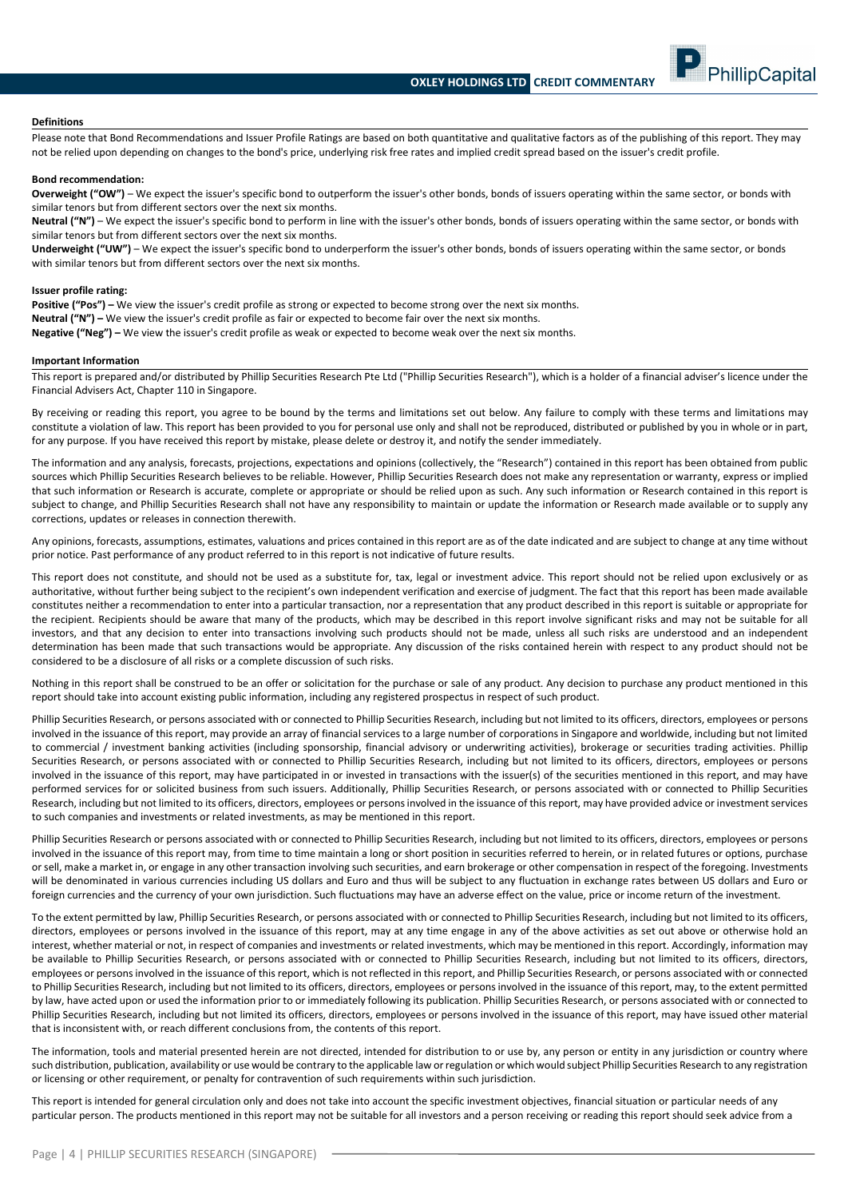### Definitions

Please note that Bond Recommendations and Issuer Profile Ratings are based on both quantitative and qualitative factors as of the publishing of this report. They may not be relied upon depending on changes to the bond's price, underlying risk free rates and implied credit spread based on the issuer's credit profile.

**Bond recommendation:**

**Overweight ("OW")** – We expect the issuer's specific bond to outperform the issuer's other bonds, bonds of issuers operating within the same sector, or bonds with similar tenors but from different sectors over the next six months.

**Neutral ("N")** – We expect the issuer's specific bond to perform in line with the issuer's other bonds, bonds of issuers operating within the same sector, or bonds with similar tenors but from different sectors over the next six months.

**Underweight ("UW")** – We expect the issuer's specific bond to underperform the issuer's other bonds, bonds of issuers operating within the same sector, or bonds with similar tenors but from different sectors over the next six months.

**Issuer profile rating:**

**Positive ("Pos") –** We view the issuer's credit profile as strong or expected to become strong over the next six months.

**Neutral ("N") –** We view the issuer's credit profile as fair or expected to become fair over the next six months.

**Negative ("Neg") –** We view the issuer's credit profile as weak or expected to become weak over the next six months.

### Important Information

This report is prepared and/or distributed by Phillip Securities Research Pte Ltd ("Phillip Securities Research"), which is a holder of a financial adviser's licence under the Financial Advisers Act, Chapter 110 in Singapore.

By receiving or reading this report, you agree to be bound by the terms and limitations set out below. Any failure to comply with these terms and limitations may constitute a violation of law. This report has been provided to you for personal use only and shall not be reproduced, distributed or published by you in whole or in part, for any purpose. If you have received this report by mistake, please delete or destroy it, and notify the sender immediately.

The information and any analysis, forecasts, projections, expectations and opinions (collectively, the "Research") contained in this report has been obtained from public sources which Phillip Securities Research believes to be reliable. However, Phillip Securities Research does not make any representation or warranty, express or implied that such information or Research is accurate, complete or appropriate or should be relied upon as such. Any such information or Research contained in this report is subject to change, and Phillip Securities Research shall not have any responsibility to maintain or update the information or Research made available or to supply any corrections, updates or releases in connection therewith.

Any opinions, forecasts, assumptions, estimates, valuations and prices contained in this report are as of the date indicated and are subject to change at any time without prior notice. Past performance of any product referred to in this report is not indicative of future results.

This report does not constitute, and should not be used as a substitute for, tax, legal or investment advice. This report should not be relied upon exclusively or as authoritative, without further being subject to the recipient's own independent verification and exercise of judgment. The fact that this report has been made available constitutes neither a recommendation to enter into a particular transaction, nor a representation that any product described in this report is suitable or appropriate for the recipient. Recipients should be aware that many of the products, which may be described in this report involve significant risks and may not be suitable for all investors, and that any decision to enter into transactions involving such products should not be made, unless all such risks are understood and an independent determination has been made that such transactions would be appropriate. Any discussion of the risks contained herein with respect to any product should not be considered to be a disclosure of all risks or a complete discussion of such risks.

Nothing in this report shall be construed to be an offer or solicitation for the purchase or sale of any product. Any decision to purchase any product mentioned in this report should take into account existing public information, including any registered prospectus in respect of such product.

Phillip Securities Research, or persons associated with or connected to Phillip Securities Research, including but not limited to its officers, directors, employees or persons involved in the issuance of this report, may provide an array of financial services to a large number of corporations in Singapore and worldwide, including but not limited to commercial / investment banking activities (including sponsorship, financial advisory or underwriting activities), brokerage or securities trading activities. Phillip Securities Research, or persons associated with or connected to Phillip Securities Research, including but not limited to its officers, directors, employees or persons involved in the issuance of this report, may have participated in or invested in transactions with the issuer(s) of the securities mentioned in this report, and may have performed services for or solicited business from such issuers. Additionally, Phillip Securities Research, or persons associated with or connected to Phillip Securities Research, including but not limited to its officers, directors, employees or persons involved in the issuance of this report, may have provided advice or investment services to such companies and investments or related investments, as may be mentioned in this report.

Phillip Securities Research or persons associated with or connected to Phillip Securities Research, including but not limited to its officers, directors, employees or persons involved in the issuance of this report may, from time to time maintain a long or short position in securities referred to herein, or in related futures or options, purchase or sell, make a market in, or engage in any other transaction involving such securities, and earn brokerage or other compensation in respect of the foregoing. Investments will be denominated in various currencies including US dollars and Euro and thus will be subject to any fluctuation in exchange rates between US dollars and Euro or foreign currencies and the currency of your own jurisdiction. Such fluctuations may have an adverse effect on the value, price or income return of the investment.

To the extent permitted by law, Phillip Securities Research, or persons associated with or connected to Phillip Securities Research, including but not limited to its officers, directors, employees or persons involved in the issuance of this report, may at any time engage in any of the above activities as set out above or otherwise hold an interest, whether material or not, in respect of companies and investments or related investments, which may be mentioned in this report. Accordingly, information may be available to Phillip Securities Research, or persons associated with or connected to Phillip Securities Research, including but not limited to its officers, directors, employees or persons involved in the issuance of this report, which is not reflected in this report, and Phillip Securities Research, or persons associated with or connected to Phillip Securities Research, including but not limited to its officers, directors, employees or persons involved in the issuance of this report, may, to the extent permitted by law, have acted upon or used the information prior to or immediately following its publication. Phillip Securities Research, or persons associated with or connected to Phillip Securities Research, including but not limited its officers, directors, employees or persons involved in the issuance of this report, may have issued other material that is inconsistent with, or reach different conclusions from, the contents of this report.

The information, tools and material presented herein are not directed, intended for distribution to or use by, any person or entity in any jurisdiction or country where such distribution, publication, availability or use would be contrary to the applicable law or regulation or which would subject Phillip Securities Research to any registration or licensing or other requirement, or penalty for contravention of such requirements within such jurisdiction.

This report is intended for general circulation only and does not take into account the specific investment objectives, financial situation or particular needs of any particular person. The products mentioned in this report may not be suitable for all investors and a person receiving or reading this report should seek advice from a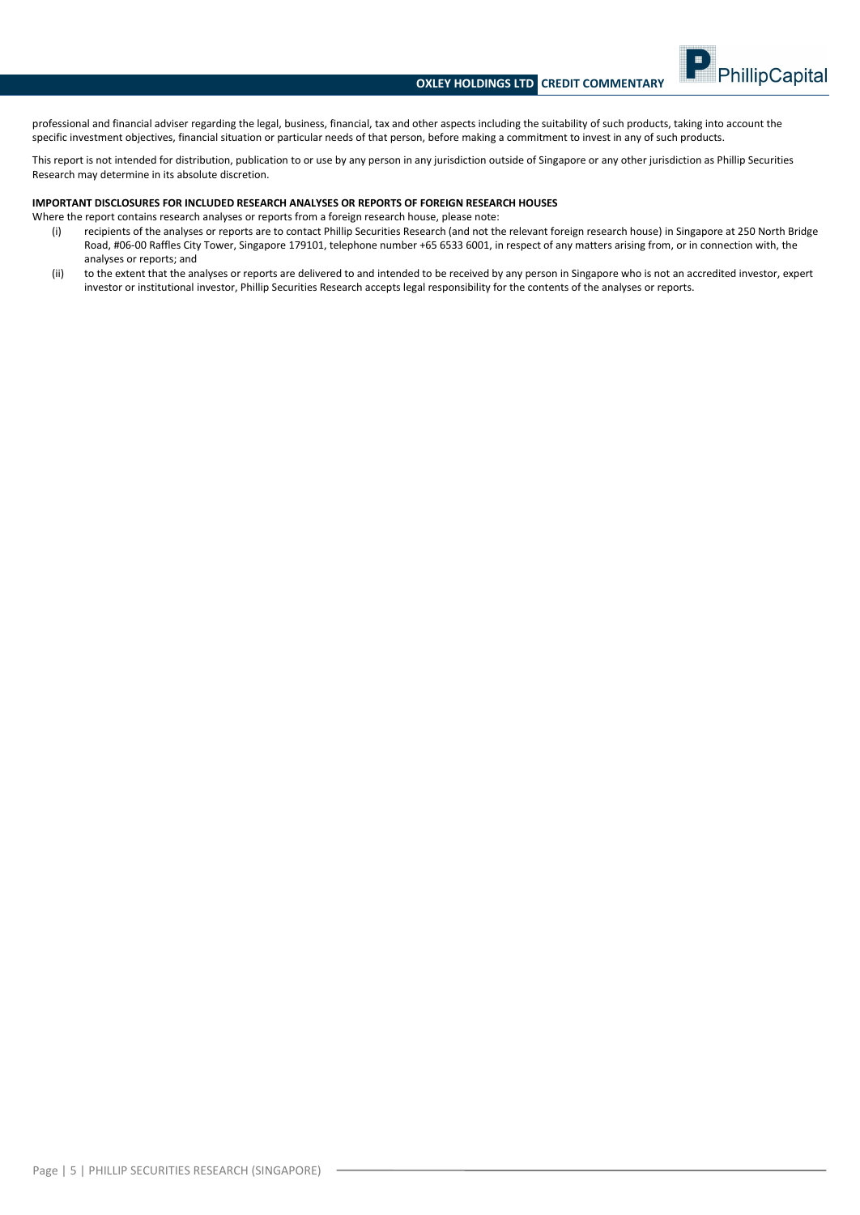professional and financial adviser regarding the legal, business, financial, tax and other aspects including the suitability of such products, taking into account the specific investment objectives, financial situation or particular needs of that person, before making a commitment to invest in any of such products.

This report is not intended for distribution, publication to or use by any person in any jurisdiction outside of Singapore or any other jurisdiction as Phillip Securities Research may determine in its absolute discretion.

**IMPORTANT DISCLOSURES FOR INCLUDED RESEARCH ANALYSES OR REPORTS OF FOREIGN RESEARCH HOUSES**

Where the report contains research analyses or reports from a foreign research house, please note:

(i) recipients of the analyses or reports are to contact Phillip Securities Research (and not the relevant foreign research house) in Singapore at 250 North Bridge Road, #06-00 Raffles City Tower, Singapore 179101, telephone number +65 6533 6001, in respect of any matters arising from, or in connection with, the analyses or reports; and

(ii) to the extent that the analyses or reports are delivered to and intended to be received by any person in Singapore who is not an accredited investor, expert investor or institutional investor, Phillip Securities Research accepts legal responsibility for the contents of the analyses or reports.